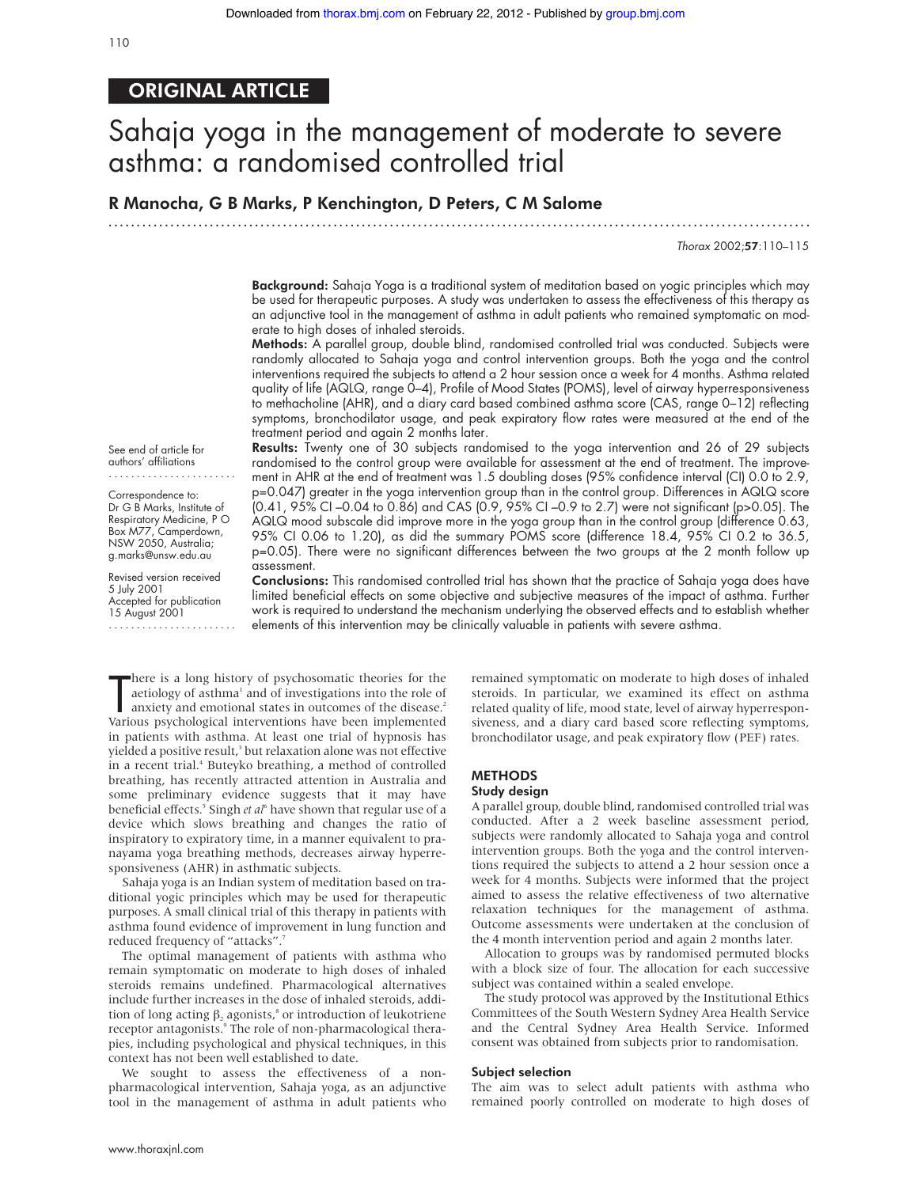ORIGINAL ARTICLE

# Sahaja yoga in the management of moderate to severe asthma: a randomised controlled trial

**R Manocha, G B Marks, P Kenchington, D Peters, C M Salome**

**Background:** Sahaja Yoga is a traditional system of meditation based on yogic principles which may be used for therapeutic purposes. A study was undertaken to assess the effectiveness of this therapy as an adjunctive tool in the management of asthma in adult patients who remained symptomatic on moderate to high doses of inhaled steroids.

**Methods:** A parallel group, double blind, randomised controlled trial was conducted. Subjects were randomly allocated to Sahaja yoga and control intervention groups. Both the yoga and the control interventions required the subjects to attend a 2 hour session once a week for 4 months. Asthma related quality of life (AQLQ, range 0–4), Profile of Mood States (POMS), level of airway hyperresponsiveness to methacholine (AHR), and a diary card based combined asthma score (CAS, range 0–12) reflecting symptoms, bronchodilator usage, and peak expiratory flow rates were measured at the end of the treatment period and again 2 months later.

**Results:** Twenty one of 30 subjects randomised to the yoga intervention and 26 of 29 subjects randomised to the control group were available for assessment at the end of treatment. The improvement in AHR at the end of treatment was 1.5 doubling doses (95% confidence interval (CI) 0.0 to 2.9, p=0.047) greater in the yoga intervention group than in the control group. Differences in AQLQ score (0.41, 95% CI –0.04 to 0.86) and CAS (0.9, 95% CI –0.9 to 2.7) were not significant (p>0.05). The AQLQ mood subscale did improve more in the yoga group than in the control group (difference 0.63, 95% CI 0.06 to 1.20), as did the summary POMS score (difference 18.4, 95% CI 0.2 to 36.5, p=0.05). There were no significant differences between the two groups at the 2 month follow up assessment.

**Conclusions:** This randomised controlled trial has shown that the practice of Sahaja yoga does have limited beneficial effects on some objective and subjective measures of the impact of asthma. Further work is required to understand the mechanism underlying the observed effects and to establish whether elements of this intervention may be clinically valuable in patients with severe asthma.

See end of article for authors' affiliations

Correspondence to: Dr G B Marks, Institute of Respiratory Medicine, P O Box M77, Camperdown, NSW 2050, Australia; g.marks@unsw.edu.au

Revised version received 5 July 2001
Accepted for publication 15 August 2001

There is a long history of psychosomatic theories for the aetiology of asthma[1] and of investigations into the role of anxiety and emotional states in outcomes of the disease.[2] Various psychological interventions have been implemented in patients with asthma. At least one trial of hypnosis has yielded a positive result,[3] but relaxation alone was not effective in a recent trial.[4] Buteyko breathing, a method of controlled breathing, has recently attracted attention in Australia and some preliminary evidence suggests that it may have beneficial effects.[5] Singh *et al*[6] have shown that regular use of a device which slows breathing and changes the ratio of inspiratory to expiratory time, in a manner equivalent to pranayama yoga breathing methods, decreases airway hyperresponsiveness (AHR) in asthmatic subjects.

Sahaja yoga is an Indian system of meditation based on traditional yogic principles which may be used for therapeutic purposes. A small clinical trial of this therapy in patients with asthma found evidence of improvement in lung function and reduced frequency of "attacks".[7]

The optimal management of patients with asthma who remain symptomatic on moderate to high doses of inhaled steroids remains undefined. Pharmacological alternatives include further increases in the dose of inhaled steroids, addition of long acting $\beta_2$ agonists,[8] or introduction of leukotriene receptor antagonists.[9] The role of non-pharmacological therapies, including psychological and physical techniques, in this context has not been well established to date.

We sought to assess the effectiveness of a non-pharmacological intervention, Sahaja yoga, as an adjunctive tool in the management of asthma in adult patients who remained symptomatic on moderate to high doses of inhaled steroids. In particular, we examined its effect on asthma related quality of life, mood state, level of airway hyperresponsiveness, and a diary card based score reflecting symptoms, bronchodilator usage, and peak expiratory flow (PEF) rates.

## METHODS

### Study design

A parallel group, double blind, randomised controlled trial was conducted. After a 2 week baseline assessment period, subjects were randomly allocated to Sahaja yoga and control intervention groups. Both the yoga and the control interventions required the subjects to attend a 2 hour session once a week for 4 months. Subjects were informed that the project aimed to assess the relative effectiveness of two alternative relaxation techniques for the management of asthma. Outcome assessments were undertaken at the conclusion of the 4 month intervention period and again 2 months later.

Allocation to groups was by randomised permuted blocks with a block size of four. The allocation for each successive subject was contained within a sealed envelope.

The study protocol was approved by the Institutional Ethics Committees of the South Western Sydney Area Health Service and the Central Sydney Area Health Service. Informed consent was obtained from subjects prior to randomisation.

### Subject selection

The aim was to select adult patients with asthma who remained poorly controlled on moderate to high doses of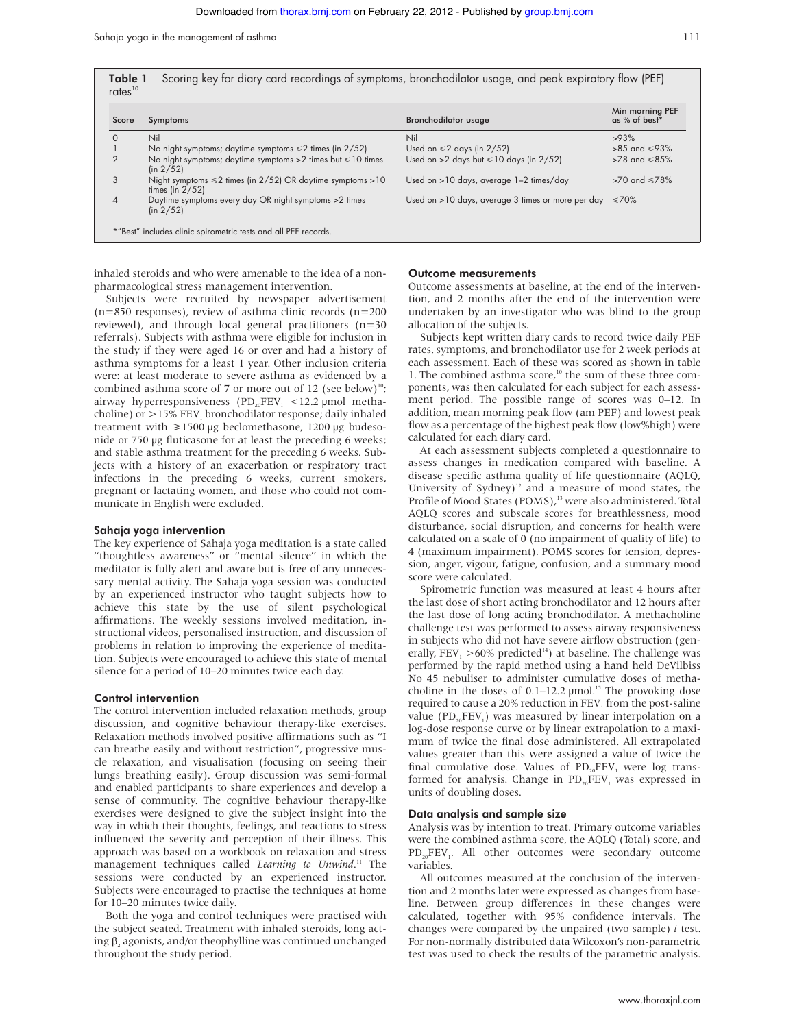**Table 1** Scoring key for diary card recordings of symptoms, bronchodilator usage, and peak expiratory flow (PEF) rates[10]

| Score | Symptoms | Bronchodilator usage | Min morning PEF as % of best* |
|---|---|---|---|
| 0 | Nil | Nil | >93% |
| 1 | No night symptoms; daytime symptoms ≤2 times (in 2/52) | Used on ≤2 days (in 2/52) | >85 and ≤93% |
| 2 | No night symptoms; daytime symptoms >2 times but ≤10 times (in 2/52) | Used on >2 days but ≤10 days (in 2/52) | >78 and ≤85% |
| 3 | Night symptoms ≤2 times (in 2/52) OR daytime symptoms >10 times (in 2/52) | Used on >10 days, average 1–2 times/day | >70 and ≤78% |
| 4 | Daytime symptoms every day OR night symptoms >2 times (in 2/52) | Used on >10 days, average 3 times or more per day | ≤70% |

*"Best" includes clinic spirometric tests and all PEF records.

inhaled steroids and who were amenable to the idea of a non-pharmacological stress management intervention.

Subjects were recruited by newspaper advertisement (n=850 responses), review of asthma clinic records (n=200 reviewed), and through local general practitioners (n=30 referrals). Subjects with asthma were eligible for inclusion in the study if they were aged 16 or over and had a history of asthma symptoms for a least 1 year. Other inclusion criteria were: at least moderate to severe asthma as evidenced by a combined asthma score of 7 or more out of 12 (see below)[10]; airway hyperresponsiveness ($PD_{20}FEV_1$ <12.2 µmol methacholine) or >15% $FEV_1$ bronchodilator response; daily inhaled treatment with ≥1500 µg beclomethasone, 1200 µg budesonide or 750 µg fluticasone for at least the preceding 6 weeks; and stable asthma treatment for the preceding 6 weeks. Subjects with a history of an exacerbation or respiratory tract infections in the preceding 6 weeks, current smokers, pregnant or lactating women, and those who could not communicate in English were excluded.

### Sahaja yoga intervention

The key experience of Sahaja yoga meditation is a state called "thoughtless awareness" or "mental silence" in which the meditator is fully alert and aware but is free of any unnecessary mental activity. The Sahaja yoga session was conducted by an experienced instructor who taught subjects how to achieve this state by the use of silent psychological affirmations. The weekly sessions involved meditation, instructional videos, personalised instruction, and discussion of problems in relation to improving the experience of meditation. Subjects were encouraged to achieve this state of mental silence for a period of 10–20 minutes twice each day.

### Control intervention

The control intervention included relaxation methods, group discussion, and cognitive behaviour therapy-like exercises. Relaxation methods involved positive affirmations such as "I can breathe easily and without restriction", progressive muscle relaxation, and visualisation (focusing on seeing their lungs breathing easily). Group discussion was semi-formal and enabled participants to share experiences and develop a sense of community. The cognitive behaviour therapy-like exercises were designed to give the subject insight into the way in which their thoughts, feelings, and reactions to stress influenced the severity and perception of their illness. This approach was based on a workbook on relaxation and stress management techniques called *Learning to Unwind*.[11] The sessions were conducted by an experienced instructor. Subjects were encouraged to practise the techniques at home for 10–20 minutes twice daily.

Both the yoga and control techniques were practised with the subject seated. Treatment with inhaled steroids, long acting $\beta_2$ agonists, and/or theophylline was continued unchanged throughout the study period.

### Outcome measurements

Outcome assessments at baseline, at the end of the intervention, and 2 months after the end of the intervention were undertaken by an investigator who was blind to the group allocation of the subjects.

Subjects kept written diary cards to record twice daily PEF rates, symptoms, and bronchodilator use for 2 week periods at each assessment. Each of these was scored as shown in table 1. The combined asthma score,[10] the sum of these three components, was then calculated for each subject for each assessment period. The possible range of scores was 0–12. In addition, mean morning peak flow (am PEF) and lowest peak flow as a percentage of the highest peak flow (low%high) were calculated for each diary card.

At each assessment subjects completed a questionnaire to assess changes in medication compared with baseline. A disease specific asthma quality of life questionnaire (AQLQ, University of Sydney)[12] and a measure of mood states, the Profile of Mood States (POMS),[13] were also administered. Total AQLQ scores and subscale scores for breathlessness, mood disturbance, social disruption, and concerns for health were calculated on a scale of 0 (no impairment of quality of life) to 4 (maximum impairment). POMS scores for tension, depression, anger, vigour, fatigue, confusion, and a summary mood score were calculated.

Spirometric function was measured at least 4 hours after the last dose of short acting bronchodilator and 12 hours after the last dose of long acting bronchodilator. A methacholine challenge test was performed to assess airway responsiveness in subjects who did not have severe airflow obstruction (generally, $FEV_1$ >60% predicted[14]) at baseline. The challenge was performed by the rapid method using a hand held DeVilbiss No 45 nebuliser to administer cumulative doses of methacholine in the doses of 0.1–12.2 µmol.[15] The provoking dose required to cause a 20% reduction in $FEV_1$ from the post-saline value ($PD_{20}FEV_1$) was measured by linear interpolation on a log-dose response curve or by linear extrapolation to a maximum of twice the final dose administered. All extrapolated values greater than this were assigned a value of twice the final cumulative dose. Values of $PD_{20}FEV_1$ were log transformed for analysis. Change in $PD_{20}FEV_1$ was expressed in units of doubling doses.

### Data analysis and sample size

Analysis was by intention to treat. Primary outcome variables were the combined asthma score, the AQLQ (Total) score, and $PD_{20}FEV_1$. All other outcomes were secondary outcome variables.

All outcomes measured at the conclusion of the intervention and 2 months later were expressed as changes from baseline. Between group differences in these changes were calculated, together with 95% confidence intervals. The changes were compared by the unpaired (two sample) *t* test. For non-normally distributed data Wilcoxon's non-parametric test was used to check the results of the parametric analysis.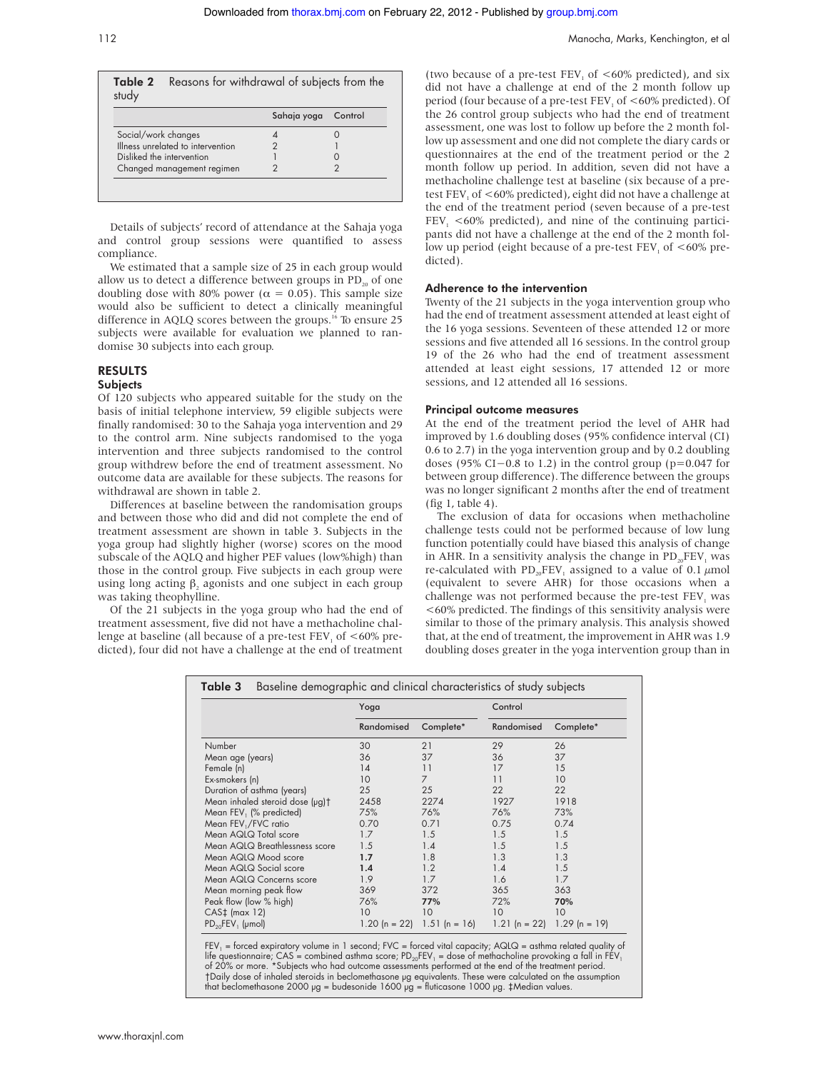**Table 2** Reasons for withdrawal of subjects from the study

| | Sahaja yoga | Control |
|---|---|---|
| Social/work changes | 4 | 0 |
| Illness unrelated to intervention | 2 | 1 |
| Disliked the intervention | 1 | 0 |
| Changed management regimen | 2 | 2 |

Details of subjects' record of attendance at the Sahaja yoga and control group sessions were quantified to assess compliance.

We estimated that a sample size of 25 in each group would allow us to detect a difference between groups in $PD_{20}$ of one doubling dose with 80% power ($\alpha = 0.05$). This sample size would also be sufficient to detect a clinically meaningful difference in AQLQ scores between the groups.[16] To ensure 25 subjects were available for evaluation we planned to randomise 30 subjects into each group.

## RESULTS

### Subjects

Of 120 subjects who appeared suitable for the study on the basis of initial telephone interview, 59 eligible subjects were finally randomised: 30 to the Sahaja yoga intervention and 29 to the control arm. Nine subjects randomised to the yoga intervention and three subjects randomised to the control group withdrew before the end of treatment assessment. No outcome data are available for these subjects. The reasons for withdrawal are shown in table 2.

Differences at baseline between the randomisation groups and between those who did and did not complete the end of treatment assessment are shown in table 3. Subjects in the yoga group had slightly higher (worse) scores on the mood subscale of the AQLQ and higher PEF values (low%high) than those in the control group. Five subjects in each group were using long acting $\beta_2$ agonists and one subject in each group was taking theophylline.

Of the 21 subjects in the yoga group who had the end of treatment assessment, five did not have a methacholine challenge at baseline (all because of a pre-test $FEV_1$ of <60% predicted), four did not have a challenge at end of treatment (two because of a pre-test $FEV_1$ of <60% predicted), and six did not have a challenge at end of the 2 month follow up period (four because of a pre-test $FEV_1$ of <60% predicted). Of the 26 control group subjects who had the end of treatment assessment, one was lost to follow up before the 2 month follow up assessment and one did not complete the diary cards or questionnaires at the end of the treatment period or the 2 month follow up period. In addition, seven did not have a methacholine challenge test at baseline (six because of a pre-test $FEV_1$ of <60% predicted), eight did not have a challenge at the end of the treatment period (seven because of a pre-test $FEV_1$ <60% predicted), and nine of the continuing participants did not have a challenge at the end of the 2 month follow up period (eight because of a pre-test $FEV_1$ of <60% predicted).

### Adherence to the intervention

Twenty of the 21 subjects in the yoga intervention group who had the end of treatment assessment attended at least eight of the 16 yoga sessions. Seventeen of these attended 12 or more sessions and five attended all 16 sessions. In the control group 19 of the 26 who had the end of treatment assessment attended at least eight sessions, 17 attended 12 or more sessions, and 12 attended all 16 sessions.

### Principal outcome measures

At the end of the treatment period the level of AHR had improved by 1.6 doubling doses (95% confidence interval (CI) 0.6 to 2.7) in the yoga intervention group and by 0.2 doubling doses (95% CI −0.8 to 1.2) in the control group (p=0.047 for between group difference). The difference between the groups was no longer significant 2 months after the end of treatment (fig 1, table 4).

The exclusion of data for occasions when methacholine challenge tests could not be performed because of low lung function potentially could have biased this analysis of change in AHR. In a sensitivity analysis the change in $PD_{20}FEV_1$ was re-calculated with $PD_{20}FEV_1$ assigned to a value of 0.1 μmol (equivalent to severe AHR) for those occasions when a challenge was not performed because the pre-test $FEV_1$ was <60% predicted. The findings of this sensitivity analysis were similar to those of the primary analysis. This analysis showed that, at the end of treatment, the improvement in AHR was 1.9 doubling doses greater in the yoga intervention group than in

**Table 3** Baseline demographic and clinical characteristics of study subjects

| | Yoga | | Control | |
|---|---|---|---|---|
| | Randomised | Complete* | Randomised | Complete* |
| Number | 30 | 21 | 29 | 26 |
| Mean age (years) | 36 | 37 | 36 | 37 |
| Female (n) | 14 | 11 | 17 | 15 |
| Ex-smokers (n) | 10 | 7 | 11 | 10 |
| Duration of asthma (years) | 25 | 25 | 22 | 22 |
| Mean inhaled steroid dose (μg)† | 2458 | 2274 | 1927 | 1918 |
| Mean $FEV_1$ (% predicted) | 75% | 76% | 76% | 73% |
| Mean $FEV_1$/FVC ratio | 0.70 | 0.71 | 0.75 | 0.74 |
| Mean AQLQ Total score | 1.7 | 1.5 | 1.5 | 1.5 |
| Mean AQLQ Breathlessness score | 1.5 | 1.4 | 1.5 | 1.5 |
| Mean AQLQ Mood score | **1.7** | 1.8 | 1.3 | 1.3 |
| Mean AQLQ Social score | **1.4** | 1.2 | 1.4 | 1.5 |
| Mean AQLQ Concerns score | 1.9 | 1.7 | 1.6 | 1.7 |
| Mean morning peak flow | 369 | 372 | 365 | 363 |
| Peak flow (low % high) | 76% | **77%** | 72% | **70%** |
| CAS‡ (max 12) | 10 | 10 | 10 | 10 |
| $PD_{20}FEV_1$ (μmol) | 1.20 (n = 22) | 1.51 (n = 16) | 1.21 (n = 22) | 1.29 (n = 19) |

$FEV_1$ = forced expiratory volume in 1 second; FVC = forced vital capacity; AQLQ = asthma related quality of life questionnaire; CAS = combined asthma score; $PD_{20}FEV_1$ = dose of methacholine provoking a fall in $FEV_1$ of 20% or more. *Subjects who had outcome assessments performed at the end of the treatment period.
†Daily dose of inhaled steroids in beclomethasone μg equivalents. These were calculated on the assumption that beclomethasone 2000 μg = budesonide 1600 μg = fluticasone 1000 μg. ‡Median values.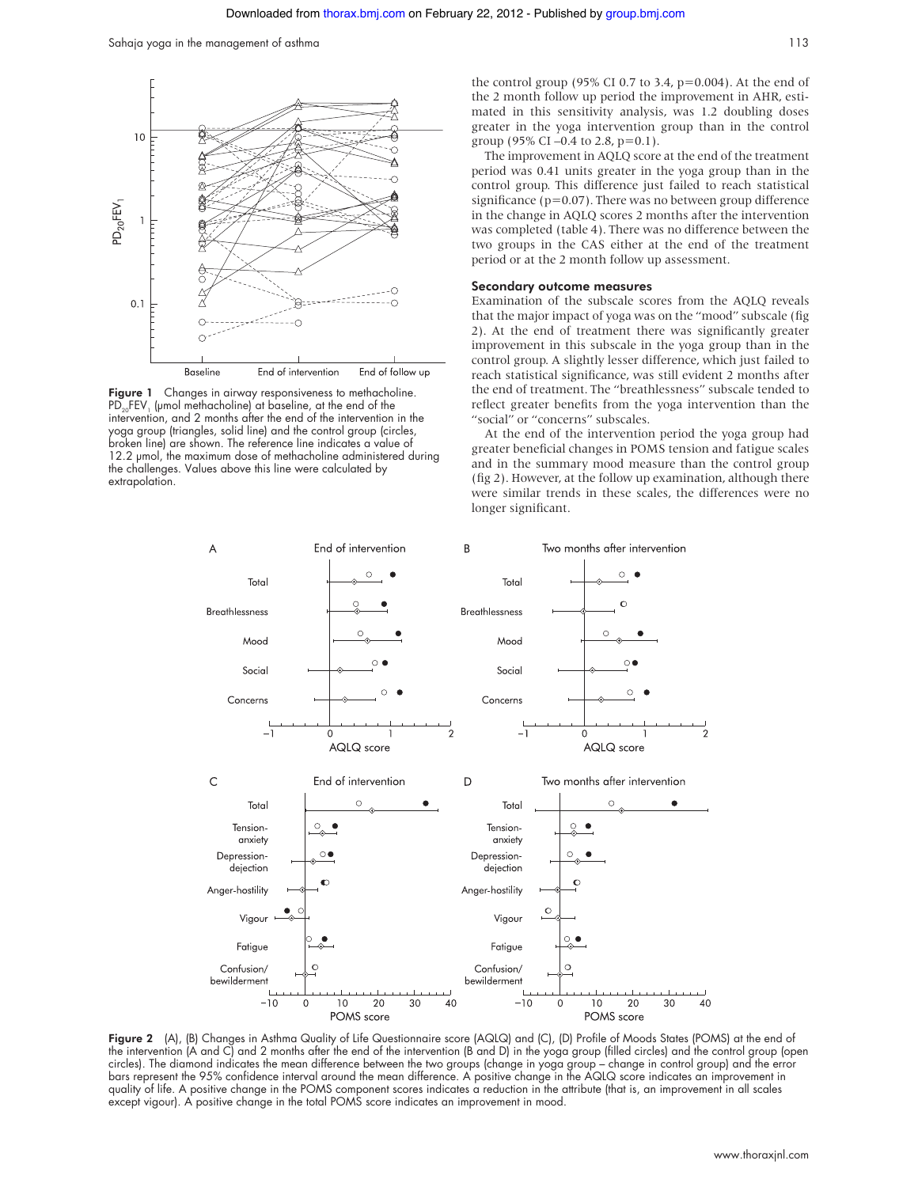Figure 1 Changes in airway responsiveness to methacholine. $PD_{20}FEV_1$ (μmol methacholine) at baseline, at the end of the intervention, and 2 months after the end of the intervention in the yoga group (triangles, solid line) and the control group (circles, broken line) are shown. The reference line indicates a value of 12.2 μmol, the maximum dose of methacholine administered during the challenges. Values above this line were calculated by extrapolation.

the control group (95% CI 0.7 to 3.4, p=0.004). At the end of the 2 month follow up period the improvement in AHR, estimated in this sensitivity analysis, was 1.2 doubling doses greater in the yoga intervention group than in the control group (95% CI –0.4 to 2.8, p=0.1).

The improvement in AQLQ score at the end of the treatment period was 0.41 units greater in the yoga group than in the control group. This difference just failed to reach statistical significance (p=0.07). There was no between group difference in the change in AQLQ scores 2 months after the intervention was completed (table 4). There was no difference between the two groups in the CAS either at the end of the treatment period or at the 2 month follow up assessment.

### Secondary outcome measures

Examination of the subscale scores from the AQLQ reveals that the major impact of yoga was on the "mood" subscale (fig 2). At the end of treatment there was significantly greater improvement in this subscale in the yoga group than in the control group. A slightly lesser difference, which just failed to reach statistical significance, was still evident 2 months after the end of treatment. The "breathlessness" subscale tended to reflect greater benefits from the yoga intervention than the "social" or "concerns" subscales.

At the end of the intervention period the yoga group had greater beneficial changes in POMS tension and fatigue scales and in the summary mood measure than the control group (fig 2). However, at the follow up examination, although there were similar trends in these scales, the differences were no longer significant.

Figure 2 (A), (B) Changes in Asthma Quality of Life Questionnaire score (AQLQ) and (C), (D) Profile of Moods States (POMS) at the end of the intervention (A and C) and 2 months after the end of the intervention (B and D) in the yoga group (filled circles) and the control group (open circles). The diamond indicates the mean difference between the two groups (change in yoga group – change in control group) and the error bars represent the 95% confidence interval around the mean difference. A positive change in the AQLQ score indicates an improvement in quality of life. A positive change in the POMS component scores indicates a reduction in the attribute (that is, an improvement in all scales except vigour). A positive change in the total POMS score indicates an improvement in mood.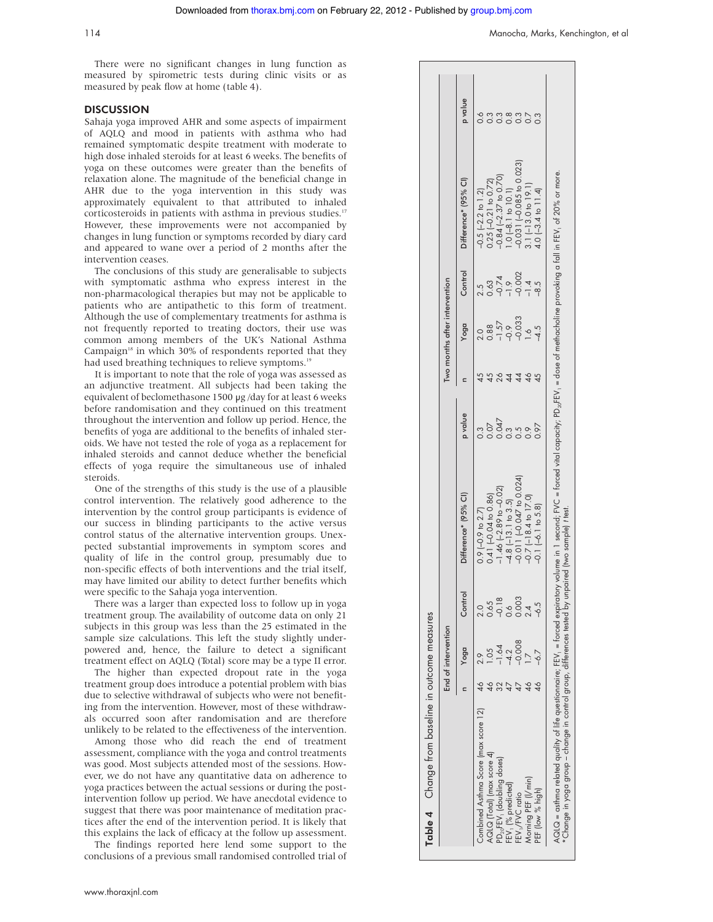There were no significant changes in lung function as measured by spirometric tests during clinic visits or as measured by peak flow at home (table 4).

## DISCUSSION

Sahaja yoga improved AHR and some aspects of impairment of AQLQ and mood in patients with asthma who had remained symptomatic despite treatment with moderate to high dose inhaled steroids for at least 6 weeks. The benefits of yoga on these outcomes were greater than the benefits of relaxation alone. The magnitude of the beneficial change in AHR due to the yoga intervention in this study was approximately equivalent to that attributed to inhaled corticosteroids in patients with asthma in previous studies.[17] However, these improvements were not accompanied by changes in lung function or symptoms recorded by diary card and appeared to wane over a period of 2 months after the intervention ceases.

The conclusions of this study are generalisable to subjects with symptomatic asthma who express interest in the non-pharmacological therapies but may not be applicable to patients who are antipathetic to this form of treatment. Although the use of complementary treatments for asthma is not frequently reported to treating doctors, their use was common among members of the UK's National Asthma Campaign[18] in which 30% of respondents reported that they had used breathing techniques to relieve symptoms.[19]

It is important to note that the role of yoga was assessed as an adjunctive treatment. All subjects had been taking the equivalent of beclomethasone 1500 µg /day for at least 6 weeks before randomisation and they continued on this treatment throughout the intervention and follow up period. Hence, the benefits of yoga are additional to the benefits of inhaled steroids. We have not tested the role of yoga as a replacement for inhaled steroids and cannot deduce whether the beneficial effects of yoga require the simultaneous use of inhaled steroids.

One of the strengths of this study is the use of a plausible control intervention. The relatively good adherence to the intervention by the control group participants is evidence of our success in blinding participants to the active versus control status of the alternative intervention groups. Unexpected substantial improvements in symptom scores and quality of life in the control group, presumably due to non-specific effects of both interventions and the trial itself, may have limited our ability to detect further benefits which were specific to the Sahaja yoga intervention.

There was a larger than expected loss to follow up in yoga treatment group. The availability of outcome data on only 21 subjects in this group was less than the 25 estimated in the sample size calculations. This left the study slightly underpowered and, hence, the failure to detect a significant treatment effect on AQLQ (Total) score may be a type II error.

The higher than expected dropout rate in the yoga treatment group does introduce a potential problem with bias due to selective withdrawal of subjects who were not benefiting from the intervention. However, most of these withdrawals occurred soon after randomisation and are therefore unlikely to be related to the effectiveness of the intervention.

Among those who did reach the end of treatment assessment, compliance with the yoga and control treatments was good. Most subjects attended most of the sessions. However, we do not have any quantitative data on adherence to yoga practices between the actual sessions or during the post-intervention follow up period. We have anecdotal evidence to suggest that there was poor maintenance of meditation practices after the end of the intervention period. It is likely that this explains the lack of efficacy at the follow up assessment.

The findings reported here lend some support to the conclusions of a previous small randomised controlled trial of

**Table 4** Change from baseline in outcome measures

| | End of intervention | | | | | Two months after intervention | | | | |
|---|---|---|---|---|---|---|---|---|---|---|
| | n | Yoga | Control | Difference* (95% CI) | p value | n | Yoga | Control | Difference* (95% CI) | p value |
| Combined Asthma Score (max score 12) | 46 | 2.9 | 2.0 | 0.9 (−0.9 to 2.7) | 0.3 | 45 | 2.0 | 2.5 | −0.5 (−2.2 to 1.2) | 0.6 |
| AQLQ (Total) (max score 4) | 46 | 1.05 | 0.65 | 0.41 (−0.04 to 0.86) | 0.07 | 45 | 0.88 | 0.63 | 0.25 (−0.21 to 0.72) | 0.3 |
| $PD_{20}FEV_1$ (doubling doses) | 32 | −1.64 | −0.18 | −1.46 (−2.89 to −0.02) | 0.047 | 26 | −1.57 | −0.74 | −0.84 (−2.37 to 0.70) | 0.3 |
| $FEV_1$ (% predicted) | 47 | −4.2 | 0.6 | −4.8 (−13.1 to 3.5) | 0.3 | 44 | −0.9 | −1.9 | 1.0 (−8.1 to 10.1) | 0.8 |
| $FEV_1$/FVC ratio | 47 | −0.008 | 0.003 | −0.011 (−0.047 to 0.024) | 0.5 | 44 | −0.033 | −0.002 | −0.031 (−0.085 to 0.023) | 0.3 |
| Morning PEF (l/min) | 46 | 1.7 | 2.4 | −0.7 (−18.4 to 17.0) | 0.9 | 46 | 1.6 | −1.4 | 3.1 (−13.0 to 19.1) | 0.7 |
| PEF (low % high) | 46 | −6.7 | −6.5 | −0.1 (−6.1 to 5.8) | 0.97 | 45 | −4.5 | −8.5 | 4.0 (−3.4 to 11.4) | 0.3 |

AQLQ = asthma related quality of life questionnaire; $FEV_1$ = forced expiratory volume in 1 second; FVC = forced vital capacity; $PD_{20}FEV_1$ = dose of methacholine provoking a fall in $FEV_1$ of 20% or more.
*Change in yoga group – change in control group, differences tested by unpaired (two sample) t test.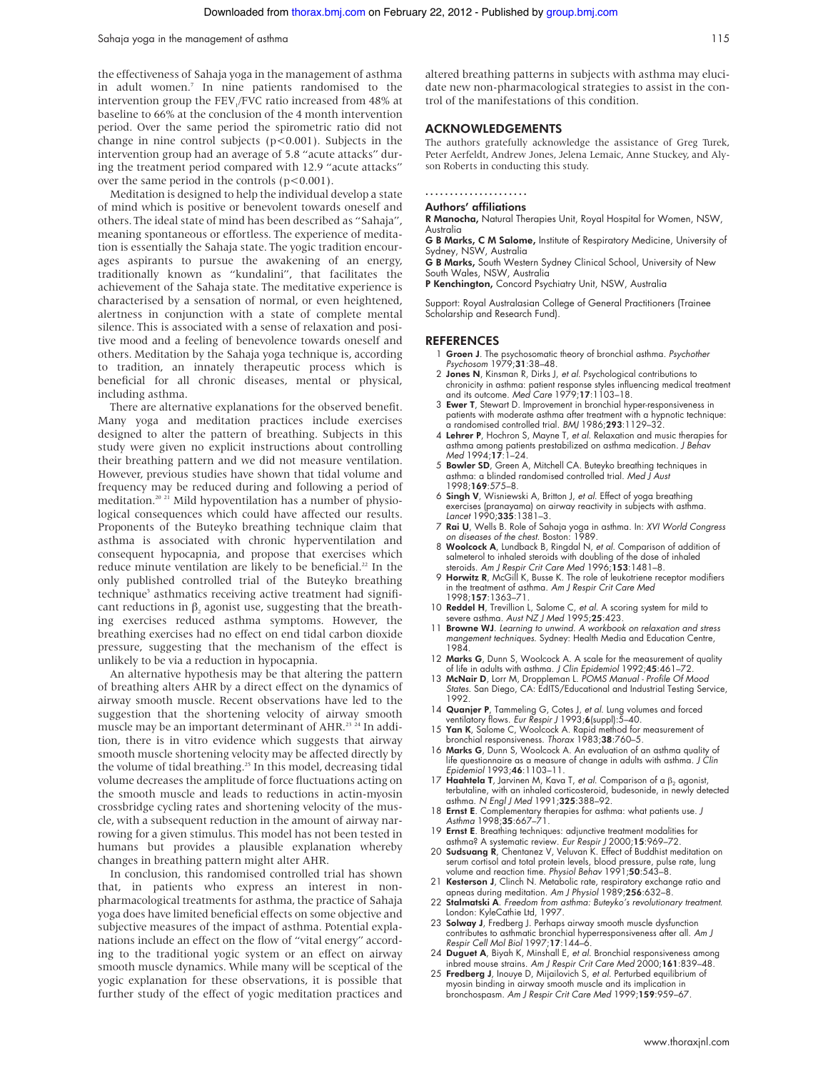the effectiveness of Sahaja yoga in the management of asthma in adult women.[7] In nine patients randomised to the intervention group the $FEV_1$/FVC ratio increased from 48% at baseline to 66% at the conclusion of the 4 month intervention period. Over the same period the spirometric ratio did not change in nine control subjects ($p<0.001$). Subjects in the intervention group had an average of 5.8 "acute attacks" during the treatment period compared with 12.9 "acute attacks" over the same period in the controls ($p<0.001$).

Meditation is designed to help the individual develop a state of mind which is positive or benevolent towards oneself and others. The ideal state of mind has been described as "Sahaja", meaning spontaneous or effortless. The experience of meditation is essentially the Sahaja state. The yogic tradition encourages aspirants to pursue the awakening of an energy, traditionally known as "kundalini", that facilitates the achievement of the Sahaja state. The meditative experience is characterised by a sensation of normal, or even heightened, alertness in conjunction with a state of complete mental silence. This is associated with a sense of relaxation and positive mood and a feeling of benevolence towards oneself and others. Meditation by the Sahaja yoga technique is, according to tradition, an innately therapeutic process which is beneficial for all chronic diseases, mental or physical, including asthma.

There are alternative explanations for the observed benefit. Many yoga and meditation practices include exercises designed to alter the pattern of breathing. Subjects in this study were given no explicit instructions about controlling their breathing pattern and we did not measure ventilation. However, previous studies have shown that tidal volume and frequency may be reduced during and following a period of meditation.[20 21] Mild hypoventilation has a number of physiological consequences which could have affected our results. Proponents of the Buteyko breathing technique claim that asthma is associated with chronic hyperventilation and consequent hypocapnia, and propose that exercises which reduce minute ventilation are likely to be beneficial.[22] In the only published controlled trial of the Buteyko breathing technique[5] asthmatics receiving active treatment had significant reductions in $\beta_2$ agonist use, suggesting that the breathing exercises reduced asthma symptoms. However, the breathing exercises had no effect on end tidal carbon dioxide pressure, suggesting that the mechanism of the effect is unlikely to be via a reduction in hypocapnia.

An alternative hypothesis may be that altering the pattern of breathing alters AHR by a direct effect on the dynamics of airway smooth muscle. Recent observations have led to the suggestion that the shortening velocity of airway smooth muscle may be an important determinant of AHR.[23 24] In addition, there is in vitro evidence which suggests that airway smooth muscle shortening velocity may be affected directly by the volume of tidal breathing.[25] In this model, decreasing tidal volume decreases the amplitude of force fluctuations acting on the smooth muscle and leads to reductions in actin-myosin crossbridge cycling rates and shortening velocity of the muscle, with a subsequent reduction in the amount of airway narrowing for a given stimulus. This model has not been tested in humans but provides a plausible explanation whereby changes in breathing pattern might alter AHR.

In conclusion, this randomised controlled trial has shown that, in patients who express an interest in non-pharmacological treatments for asthma, the practice of Sahaja yoga does have limited beneficial effects on some objective and subjective measures of the impact of asthma. Potential explanations include an effect on the flow of "vital energy" according to the traditional yogic system or an effect on airway smooth muscle dynamics. While many will be sceptical of the yogic explanation for these observations, it is possible that further study of the effect of yogic meditation practices and altered breathing patterns in subjects with asthma may elucidate new non-pharmacological strategies to assist in the control of the manifestations of this condition.

## ACKNOWLEDGEMENTS

The authors gratefully acknowledge the assistance of Greg Turek, Peter Aerfeldt, Andrew Jones, Jelena Lemaic, Anne Stuckey, and Alyson Roberts in conducting this study.

### Authors' affiliations

**R Manocha,** Natural Therapies Unit, Royal Hospital for Women, NSW, Australia
**G B Marks, C M Salome,** Institute of Respiratory Medicine, University of Sydney, NSW, Australia
**G B Marks,** South Western Sydney Clinical School, University of New South Wales, NSW, Australia
**P Kenchington,** Concord Psychiatry Unit, NSW, Australia

Support: Royal Australasian College of General Practitioners (Trainee Scholarship and Research Fund).

## REFERENCES

1. **Groen J**. The psychosomatic theory of bronchial asthma. *Psychother Psychosom* 1979;**31**:38–48.
2. **Jones N**, Kinsman R, Dirks J, *et al*. Psychological contributions to chronicity in asthma: patient response styles influencing medical treatment and its outcome. *Med Care* 1979;**17**:1103–18.
3. **Ewer T**, Stewart D. Improvement in bronchial hyper-responsiveness in patients with moderate asthma after treatment with a hypnotic technique: a randomised controlled trial. *BMJ* 1986;**293**:1129–32.
4. **Lehrer P**, Hochron S, Mayne T, *et al*. Relaxation and music therapies for asthma among patients prestabilized on asthma medication. *J Behav Med* 1994;**17**:1–24.
5. **Bowler SD**, Green A, Mitchell CA. Buteyko breathing techniques in asthma: a blinded randomised controlled trial. *Med J Aust* 1998;**169**:575–8.
6. **Singh V**, Wisniewski A, Britton J, *et al*. Effect of yoga breathing exercises (pranayama) on airway reactivity in subjects with asthma. *Lancet* 1990;**335**:1381–3.
7. **Rai U**, Wells B. Role of Sahaja yoga in asthma. In: *XVI World Congress on diseases of the chest*. Boston: 1989.
8. **Woolcock A**, Lundback B, Ringdal N, *et al*. Comparison of addition of salmeterol to inhaled steroids with doubling of the dose of inhaled steroids. *Am J Respir Crit Care Med* 1996;**153**:1481–8.
9. **Horwitz R**, McGill K, Busse K. The role of leukotriene receptor modifiers in the treatment of asthma. *Am J Respir Crit Care Med* 1998;**157**:1363–71.
10. **Reddel H**, Trevillion L, Salome C, *et al*. A scoring system for mild to severe asthma. *Aust NZ J Med* 1995;**25**:423.
11. **Browne WJ**. *Learning to unwind. A workbook on relaxation and stress mangement techniques.* Sydney: Health Media and Education Centre, 1984.
12. **Marks G**, Dunn S, Woolcock A. A scale for the measurement of quality of life in adults with asthma. *J Clin Epidemiol* 1992;**45**:461–72.
13. **McNair D**, Lorr M, Droppleman L. *POMS Manual - Profile Of Mood States*. San Diego, CA: EdITS/Educational and Industrial Testing Service, 1992.
14. **Quanjer P**, Tammeling G, Cotes J, *et al*. Lung volumes and forced ventilatory flows. *Eur Respir J* 1993;**6**(suppl):5–40.
15. **Yan K**, Salome C, Woolcock A. Rapid method for measurement of bronchial responsiveness. *Thorax* 1983;**38**:760–5.
16. **Marks G**, Dunn S, Woolcock A. An evaluation of an asthma quality of life questionnaire as a measure of change in adults with asthma. *J Clin Epidemiol* 1993;**46**:1103–11.
17. **Haahtela T**, Jarvinen M, Kava T, *et al*. Comparison of a $\beta_2$ agonist, terbutaline, with an inhaled corticosteroid, budesonide, in newly detected asthma. *N Engl J Med* 1991;**325**:388–92.
18. **Ernst E**. Complementary therapies for asthma: what patients use. *J Asthma* 1998;**35**:667–71.
19. **Ernst E**. Breathing techniques: adjunctive treatment modalities for asthma? A systematic review. *Eur Respir J* 2000;**15**:969–72.
20. **Sudsuang R**, Chentanez V, Veluvan K. Effect of Buddhist meditation on serum cortisol and total protein levels, blood pressure, pulse rate, lung volume and reaction time. *Physiol Behav* 1991;**50**:543–8.
21. **Kesterson J**, Clinch N. Metabolic rate, respiratory exchange ratio and apneas during meditation. *Am J Physiol* 1989;**256**:632–8.
22. **Stalmatski A**. *Freedom from asthma: Buteyko's revolutionary treatment.* London: KyleCathie Ltd, 1997.
23. **Solway J**, Fredberg J. Perhaps airway smooth muscle dysfunction contributes to asthmatic bronchial hyperresponsiveness after all. *Am J Respir Cell Mol Biol* 1997;**17**:144–6.
24. **Duguet A**, Biyah K, Minshall E, *et al*. Bronchial responsiveness among inbred mouse strains. *Am J Respir Crit Care Med* 2000;**161**:839–48.
25. **Fredberg J**, Inouye D, Mijailovich S, *et al*. Perturbed equilibrium of myosin binding in airway smooth muscle and its implication in bronchospasm. *Am J Respir Crit Care Med* 1999;**159**:959–67.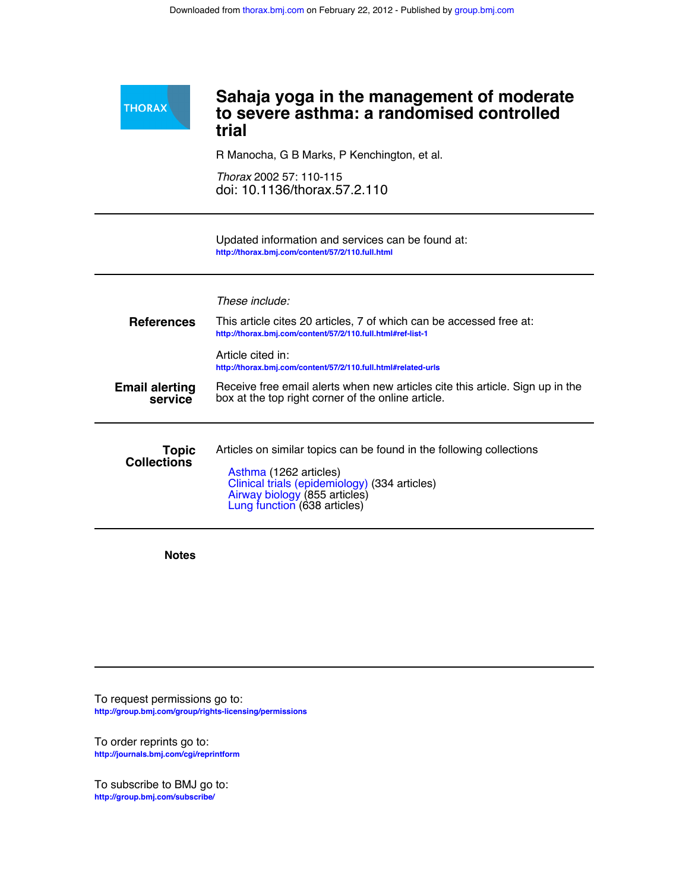Downloaded from thorax.bmj.com on February 22, 2012 - Published by group.bmj.com

THORAX

# Sahaja yoga in the management of moderate to severe asthma: a randomised controlled trial

R Manocha, G B Marks, P Kenchington, et al.

*Thorax* 2002 57: 110-115
doi: 10.1136/thorax.57.2.110

Updated information and services can be found at:
http://thorax.bmj.com/content/57/2/110.full.html

*These include:*

**References**

This article cites 20 articles, 7 of which can be accessed free at:
http://thorax.bmj.com/content/57/2/110.full.html#ref-list-1

Article cited in:
http://thorax.bmj.com/content/57/2/110.full.html#related-urls

**Email alerting service**

Receive free email alerts when new articles cite this article. Sign up in the box at the top right corner of the online article.

**Topic Collections**

Articles on similar topics can be found in the following collections

- Asthma (1262 articles)
- Clinical trials (epidemiology) (334 articles)
- Airway biology (855 articles)
- Lung function (638 articles)

**Notes**

To request permissions go to:
http://group.bmj.com/group/rights-licensing/permissions

To order reprints go to:
http://journals.bmj.com/cgi/reprintform

To subscribe to BMJ go to:
http://group.bmj.com/subscribe/